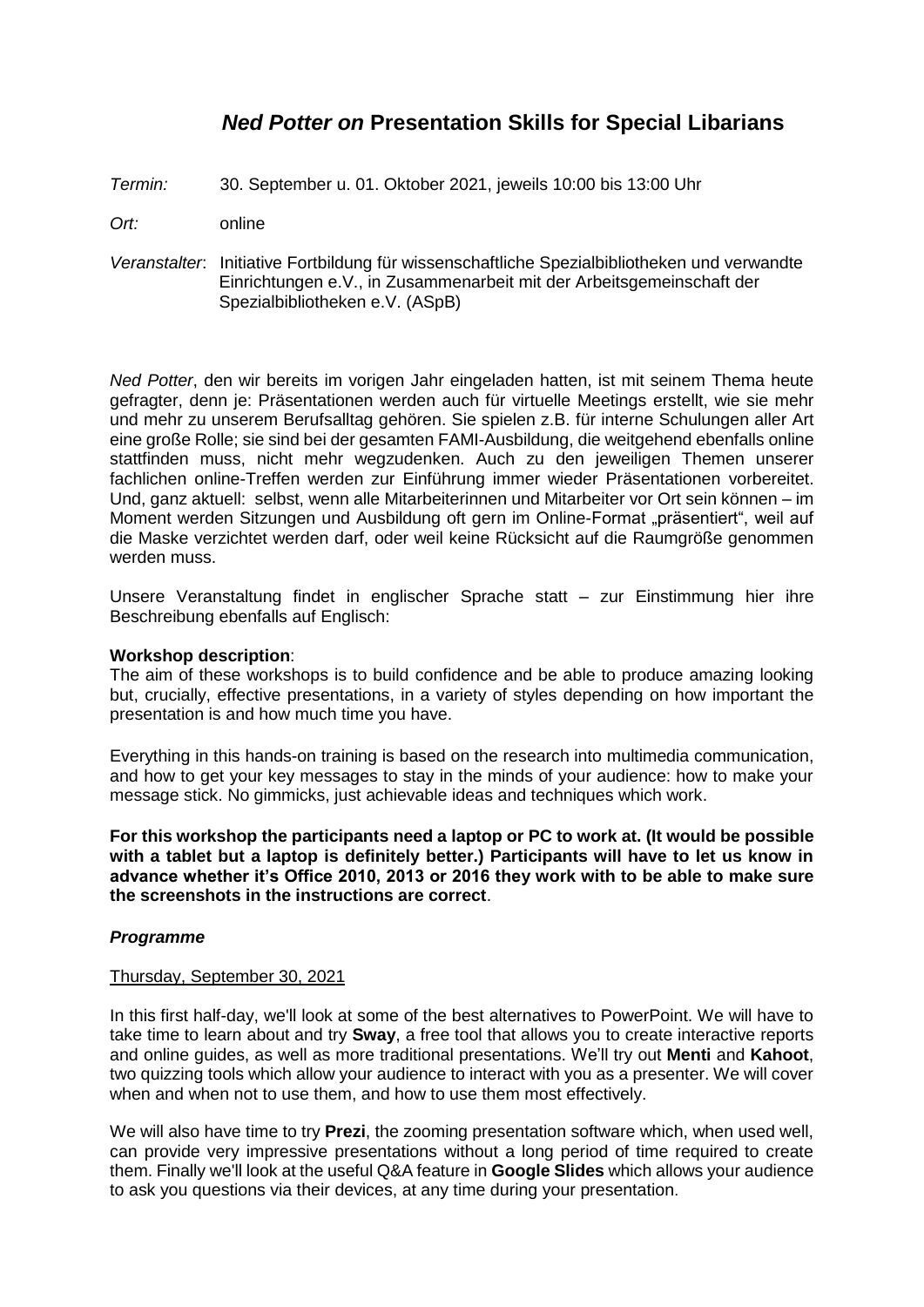# ***Ned Potter on* Presentation Skills for Special Libarians**

*Termin:* 30. September u. 01. Oktober 2021, jeweils 10:00 bis 13:00 Uhr

*Ort:* online

*Veranstalter*: Initiative Fortbildung für wissenschaftliche Spezialbibliotheken und verwandte Einrichtungen e.V., in Zusammenarbeit mit der Arbeitsgemeinschaft der Spezialbibliotheken e.V. (ASpB)

*Ned Potter*, den wir bereits im vorigen Jahr eingeladen hatten, ist mit seinem Thema heute gefragter, denn je: Präsentationen werden auch für virtuelle Meetings erstellt, wie sie mehr und mehr zu unserem Berufsalltag gehören. Sie spielen z.B. für interne Schulungen aller Art eine große Rolle; sie sind bei der gesamten FAMI-Ausbildung, die weitgehend ebenfalls online stattfinden muss, nicht mehr wegzudenken. Auch zu den jeweiligen Themen unserer fachlichen online-Treffen werden zur Einführung immer wieder Präsentationen vorbereitet. Und, ganz aktuell: selbst, wenn alle Mitarbeiterinnen und Mitarbeiter vor Ort sein können – im Moment werden Sitzungen und Ausbildung oft gern im Online-Format „präsentiert", weil auf die Maske verzichtet werden darf, oder weil keine Rücksicht auf die Raumgröße genommen werden muss.

Unsere Veranstaltung findet in englischer Sprache statt – zur Einstimmung hier ihre Beschreibung ebenfalls auf Englisch:

**Workshop description**:
The aim of these workshops is to build confidence and be able to produce amazing looking but, crucially, effective presentations, in a variety of styles depending on how important the presentation is and how much time you have.

Everything in this hands-on training is based on the research into multimedia communication, and how to get your key messages to stay in the minds of your audience: how to make your message stick. No gimmicks, just achievable ideas and techniques which work.

**For this workshop the participants need a laptop or PC to work at. (It would be possible with a tablet but a laptop is definitely better.) Participants will have to let us know in advance whether it's Office 2010, 2013 or 2016 they work with to be able to make sure the screenshots in the instructions are correct**.

***Programme***

Thursday, September 30, 2021

In this first half-day, we'll look at some of the best alternatives to PowerPoint. We will have to take time to learn about and try **Sway**, a free tool that allows you to create interactive reports and online guides, as well as more traditional presentations. We'll try out **Menti** and **Kahoot**, two quizzing tools which allow your audience to interact with you as a presenter. We will cover when and when not to use them, and how to use them most effectively.

We will also have time to try **Prezi**, the zooming presentation software which, when used well, can provide very impressive presentations without a long period of time required to create them. Finally we'll look at the useful Q&A feature in **Google Slides** which allows your audience to ask you questions via their devices, at any time during your presentation.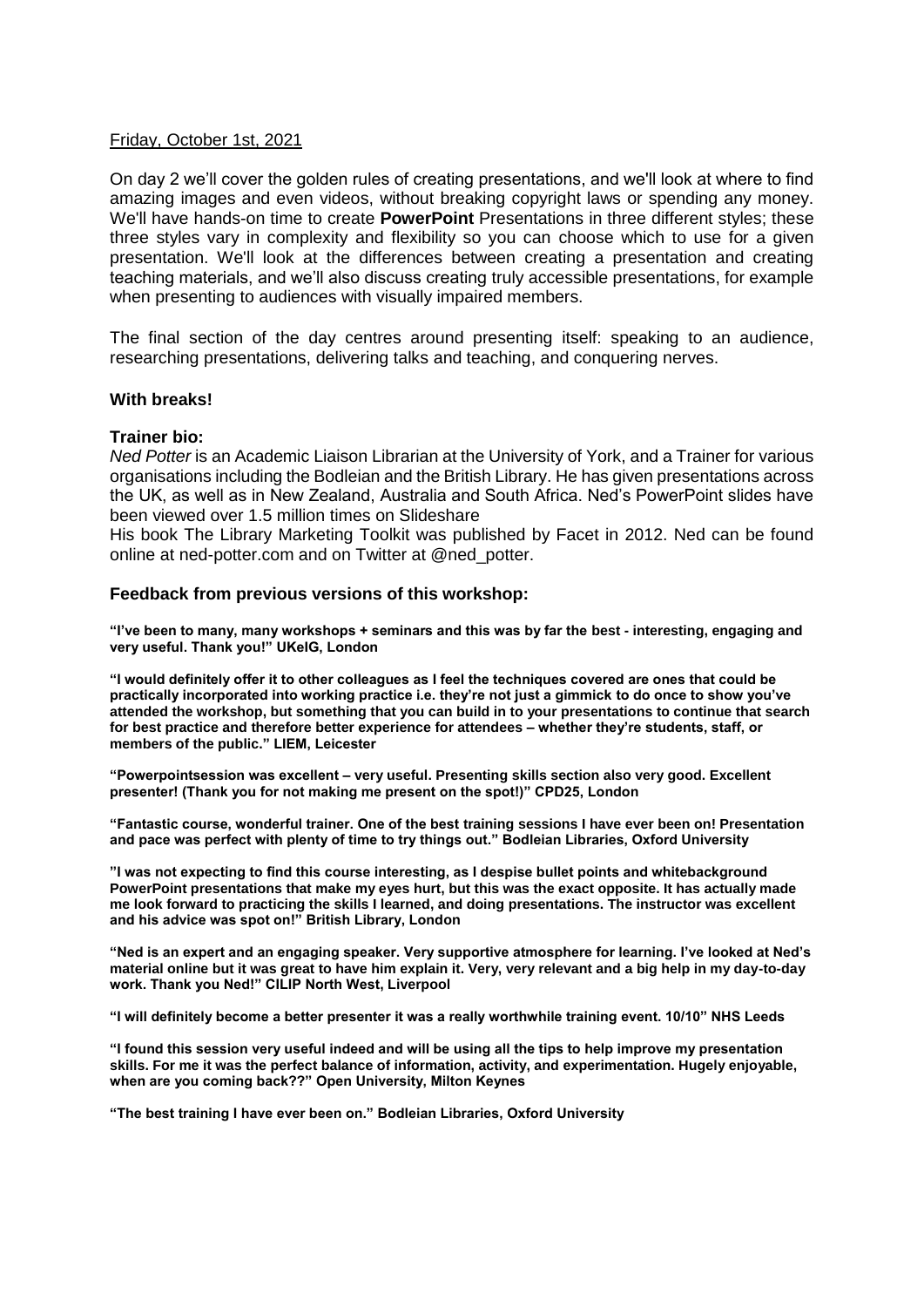Friday, October 1st, 2021

On day 2 we'll cover the golden rules of creating presentations, and we'll look at where to find amazing images and even videos, without breaking copyright laws or spending any money. We'll have hands-on time to create **PowerPoint** Presentations in three different styles; these three styles vary in complexity and flexibility so you can choose which to use for a given presentation. We'll look at the differences between creating a presentation and creating teaching materials, and we'll also discuss creating truly accessible presentations, for example when presenting to audiences with visually impaired members.

The final section of the day centres around presenting itself: speaking to an audience, researching presentations, delivering talks and teaching, and conquering nerves.

**With breaks!**

**Trainer bio:**

*Ned Potter* is an Academic Liaison Librarian at the University of York, and a Trainer for various organisations including the Bodleian and the British Library. He has given presentations across the UK, as well as in New Zealand, Australia and South Africa. Ned's PowerPoint slides have been viewed over 1.5 million times on Slideshare

His book The Library Marketing Toolkit was published by Facet in 2012. Ned can be found online at ned-potter.com and on Twitter at @ned_potter.

**Feedback from previous versions of this workshop:**

**"I've been to many, many workshops + seminars and this was by far the best - interesting, engaging and very useful. Thank you!" UKeIG, London**

**"I would definitely offer it to other colleagues as I feel the techniques covered are ones that could be practically incorporated into working practice i.e. they're not just a gimmick to do once to show you've attended the workshop, but something that you can build in to your presentations to continue that search for best practice and therefore better experience for attendees – whether they're students, staff, or members of the public." LIEM, Leicester**

**"Powerpointsession was excellent – very useful. Presenting skills section also very good. Excellent presenter! (Thank you for not making me present on the spot!)" CPD25, London**

**"Fantastic course, wonderful trainer. One of the best training sessions I have ever been on! Presentation and pace was perfect with plenty of time to try things out." Bodleian Libraries, Oxford University**

**"I was not expecting to find this course interesting, as I despise bullet points and whitebackground PowerPoint presentations that make my eyes hurt, but this was the exact opposite. It has actually made me look forward to practicing the skills I learned, and doing presentations. The instructor was excellent and his advice was spot on!" British Library, London**

**"Ned is an expert and an engaging speaker. Very supportive atmosphere for learning. I've looked at Ned's material online but it was great to have him explain it. Very, very relevant and a big help in my day-to-day work. Thank you Ned!" CILIP North West, Liverpool**

**"I will definitely become a better presenter it was a really worthwhile training event. 10/10" NHS Leeds**

**"I found this session very useful indeed and will be using all the tips to help improve my presentation skills. For me it was the perfect balance of information, activity, and experimentation. Hugely enjoyable, when are you coming back??" Open University, Milton Keynes**

**"The best training I have ever been on." Bodleian Libraries, Oxford University**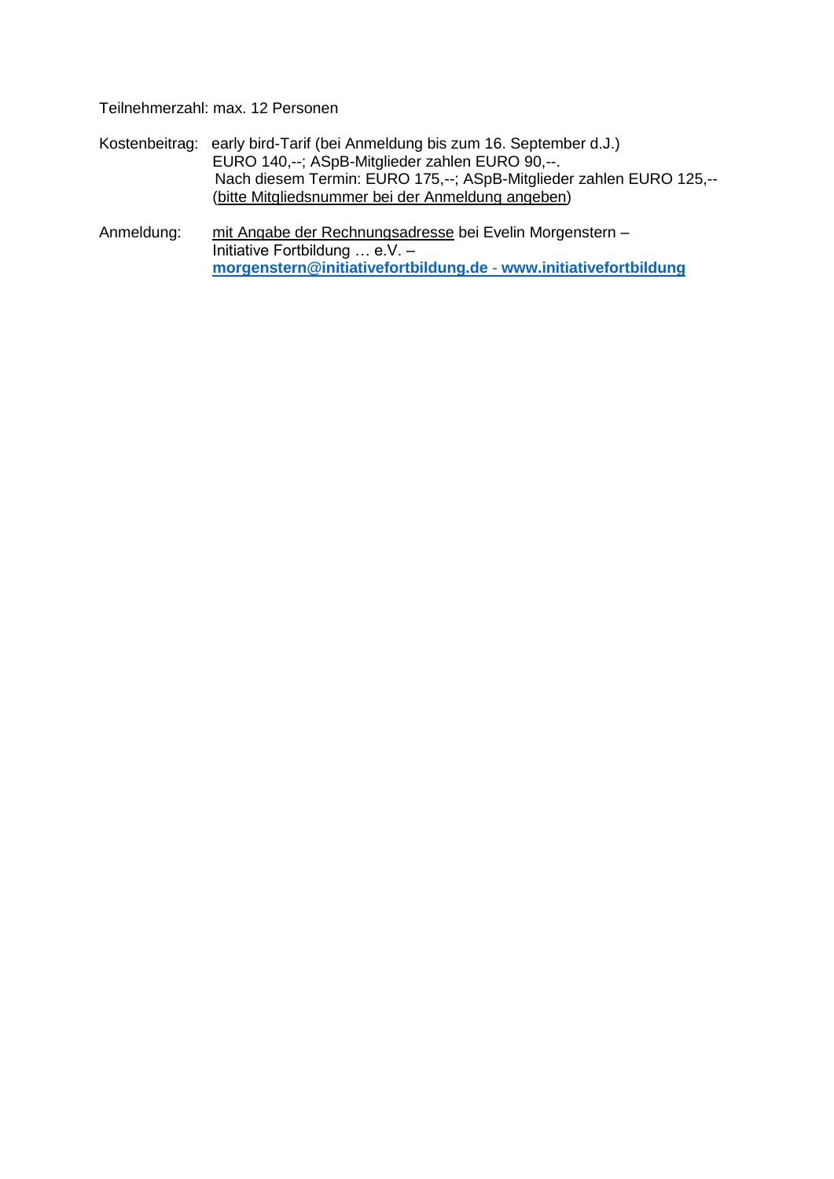Teilnehmerzahl: max. 12 Personen

Kostenbeitrag: early bird-Tarif (bei Anmeldung bis zum 16. September d.J.)
EURO 140,--; ASpB-Mitglieder zahlen EURO 90,--.
Nach diesem Termin: EURO 175,--; ASpB-Mitglieder zahlen EURO 125,--
(bitte Mitgliedsnummer bei der Anmeldung angeben)

Anmeldung: mit Angabe der Rechnungsadresse bei Evelin Morgenstern –
Initiative Fortbildung … e.V. –
**morgenstern@initiativefortbildung.de** - **www.initiativefortbildung**